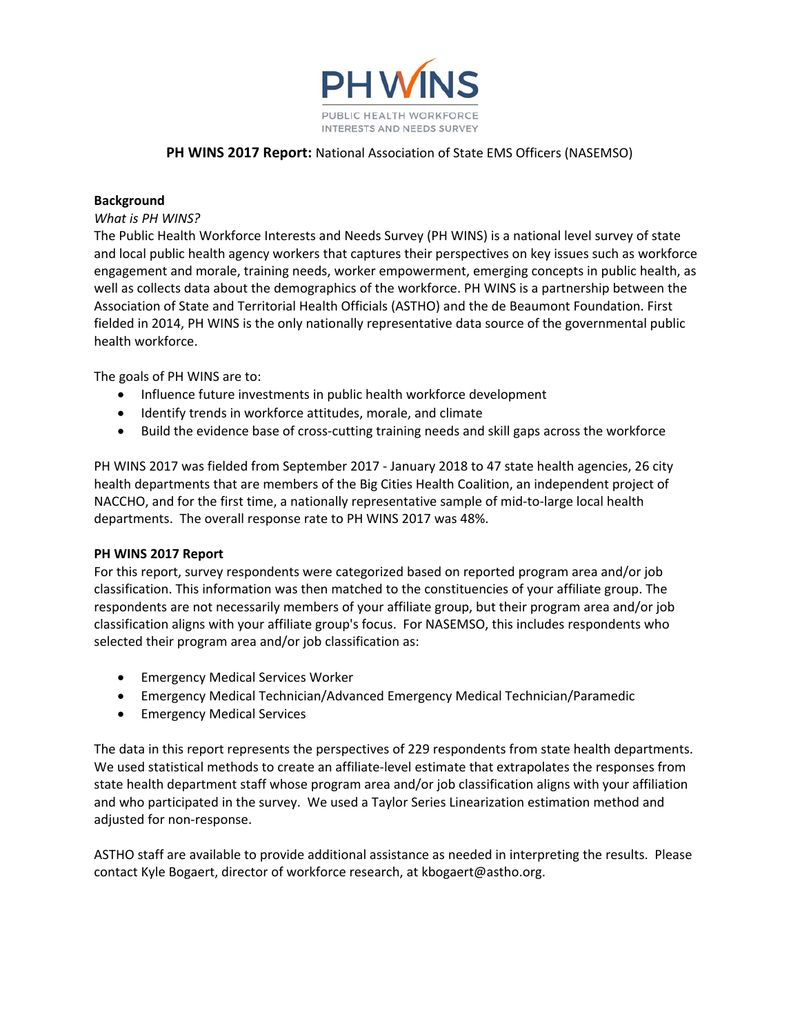# PH WINS

PUBLIC HEALTH WORKFORCE INTERESTS AND NEEDS SURVEY

**PH WINS 2017 Report:** National Association of State EMS Officers (NASEMSO)

## Background

*What is PH WINS?*

The Public Health Workforce Interests and Needs Survey (PH WINS) is a national level survey of state and local public health agency workers that captures their perspectives on key issues such as workforce engagement and morale, training needs, worker empowerment, emerging concepts in public health, as well as collects data about the demographics of the workforce. PH WINS is a partnership between the Association of State and Territorial Health Officials (ASTHO) and the de Beaumont Foundation. First fielded in 2014, PH WINS is the only nationally representative data source of the governmental public health workforce.

The goals of PH WINS are to:

- Influence future investments in public health workforce development
- Identify trends in workforce attitudes, morale, and climate
- Build the evidence base of cross-cutting training needs and skill gaps across the workforce

PH WINS 2017 was fielded from September 2017 - January 2018 to 47 state health agencies, 26 city health departments that are members of the Big Cities Health Coalition, an independent project of NACCHO, and for the first time, a nationally representative sample of mid-to-large local health departments. The overall response rate to PH WINS 2017 was 48%.

## PH WINS 2017 Report

For this report, survey respondents were categorized based on reported program area and/or job classification. This information was then matched to the constituencies of your affiliate group. The respondents are not necessarily members of your affiliate group, but their program area and/or job classification aligns with your affiliate group's focus. For NASEMSO, this includes respondents who selected their program area and/or job classification as:

- Emergency Medical Services Worker
- Emergency Medical Technician/Advanced Emergency Medical Technician/Paramedic
- Emergency Medical Services

The data in this report represents the perspectives of 229 respondents from state health departments. We used statistical methods to create an affiliate-level estimate that extrapolates the responses from state health department staff whose program area and/or job classification aligns with your affiliation and who participated in the survey. We used a Taylor Series Linearization estimation method and adjusted for non-response.

ASTHO staff are available to provide additional assistance as needed in interpreting the results. Please contact Kyle Bogaert, director of workforce research, at kbogaert@astho.org.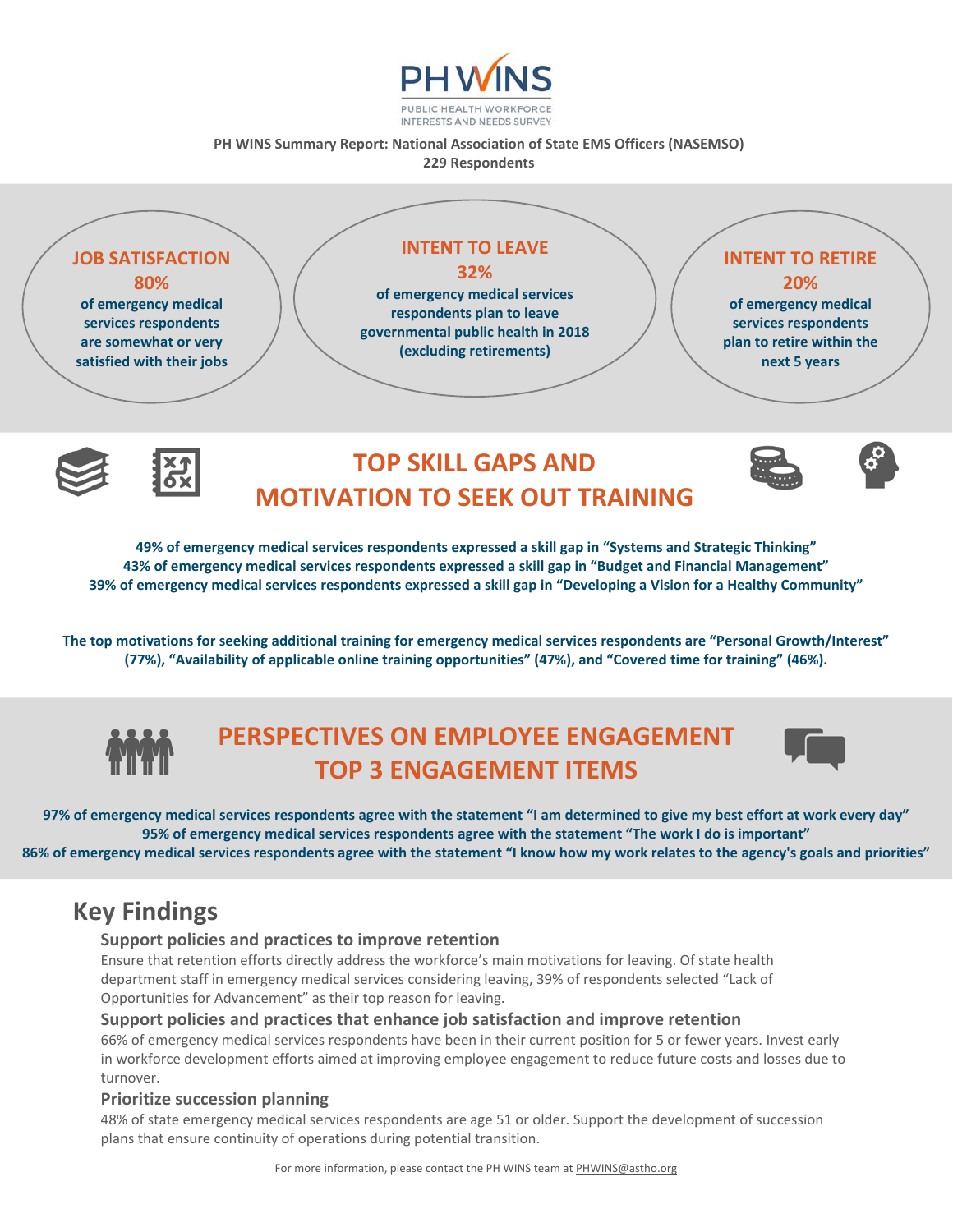PH WINS

PUBLIC HEALTH WORKFORCE INTERESTS AND NEEDS SURVEY

**PH WINS Summary Report: National Association of State EMS Officers (NASEMSO)**
**229 Respondents**

**JOB SATISFACTION**
**80%**
**of emergency medical services respondents are somewhat or very satisfied with their jobs**

**INTENT TO LEAVE**
**32%**
**of emergency medical services respondents plan to leave governmental public health in 2018 (excluding retirements)**

**INTENT TO RETIRE**
**20%**
**of emergency medical services respondents plan to retire within the next 5 years**

## TOP SKILL GAPS AND MOTIVATION TO SEEK OUT TRAINING

**49% of emergency medical services respondents expressed a skill gap in “Systems and Strategic Thinking”**
**43% of emergency medical services respondents expressed a skill gap in “Budget and Financial Management”**
**39% of emergency medical services respondents expressed a skill gap in “Developing a Vision for a Healthy Community”**

**The top motivations for seeking additional training for emergency medical services respondents are “Personal Growth/Interest” (77%), “Availability of applicable online training opportunities” (47%), and “Covered time for training” (46%).**

## PERSPECTIVES ON EMPLOYEE ENGAGEMENT TOP 3 ENGAGEMENT ITEMS

**97% of emergency medical services respondents agree with the statement “I am determined to give my best effort at work every day”**
**95% of emergency medical services respondents agree with the statement “The work I do is important”**
**86% of emergency medical services respondents agree with the statement “I know how my work relates to the agency's goals and priorities”**

# Key Findings

### Support policies and practices to improve retention

Ensure that retention efforts directly address the workforce’s main motivations for leaving. Of state health department staff in emergency medical services considering leaving, 39% of respondents selected “Lack of Opportunities for Advancement” as their top reason for leaving.

### Support policies and practices that enhance job satisfaction and improve retention

66% of emergency medical services respondents have been in their current position for 5 or fewer years. Invest early in workforce development efforts aimed at improving employee engagement to reduce future costs and losses due to turnover.

### Prioritize succession planning

48% of state emergency medical services respondents are age 51 or older. Support the development of succession plans that ensure continuity of operations during potential transition.

For more information, please contact the PH WINS team at PHWINS@astho.org